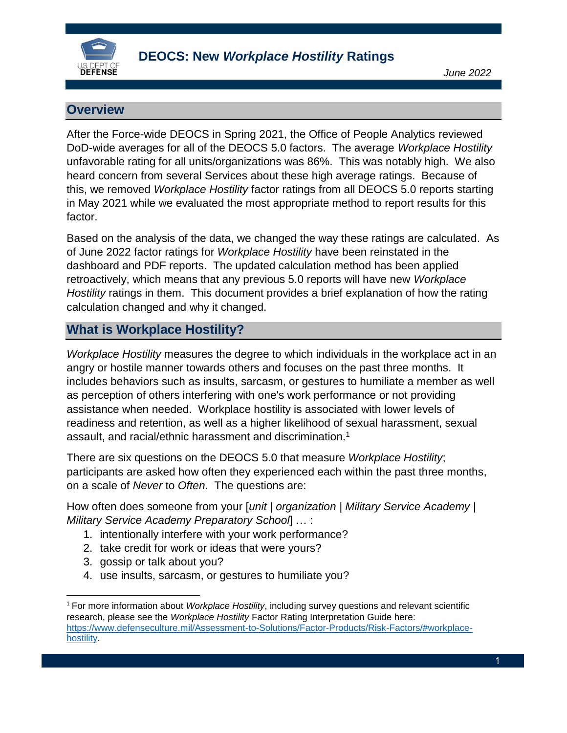# DEOCS: New *Workplace Hostility* Ratings

*June 2022*

## Overview

After the Force-wide DEOCS in Spring 2021, the Office of People Analytics reviewed DoD-wide averages for all of the DEOCS 5.0 factors. The average *Workplace Hostility* unfavorable rating for all units/organizations was 86%. This was notably high. We also heard concern from several Services about these high average ratings. Because of this, we removed *Workplace Hostility* factor ratings from all DEOCS 5.0 reports starting in May 2021 while we evaluated the most appropriate method to report results for this factor.

Based on the analysis of the data, we changed the way these ratings are calculated. As of June 2022 factor ratings for *Workplace Hostility* have been reinstated in the dashboard and PDF reports. The updated calculation method has been applied retroactively, which means that any previous 5.0 reports will have new *Workplace Hostility* ratings in them. This document provides a brief explanation of how the rating calculation changed and why it changed.

## What is Workplace Hostility?

*Workplace Hostility* measures the degree to which individuals in the workplace act in an angry or hostile manner towards others and focuses on the past three months. It includes behaviors such as insults, sarcasm, or gestures to humiliate a member as well as perception of others interfering with one's work performance or not providing assistance when needed. Workplace hostility is associated with lower levels of readiness and retention, as well as a higher likelihood of sexual harassment, sexual assault, and racial/ethnic harassment and discrimination.[1]

There are six questions on the DEOCS 5.0 that measure *Workplace Hostility*; participants are asked how often they experienced each within the past three months, on a scale of *Never* to *Often*. The questions are:

How often does someone from your [*unit* | *organization* | *Military Service Academy* | *Military Service Academy Preparatory School*] … :

1. intentionally interfere with your work performance?
2. take credit for work or ideas that were yours?
3. gossip or talk about you?
4. use insults, sarcasm, or gestures to humiliate you?

[1] For more information about *Workplace Hostility*, including survey questions and relevant scientific research, please see the *Workplace Hostility* Factor Rating Interpretation Guide here: https://www.defenseculture.mil/Assessment-to-Solutions/Factor-Products/Risk-Factors/#workplace-hostility.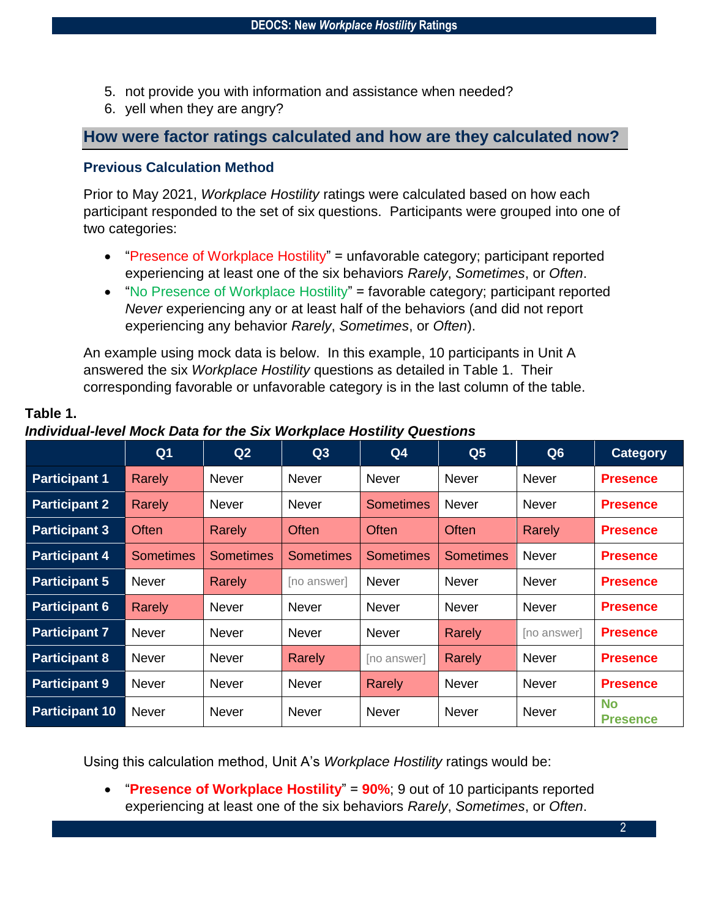5. not provide you with information and assistance when needed?
6. yell when they are angry?

## How were factor ratings calculated and how are they calculated now?

### Previous Calculation Method

Prior to May 2021, *Workplace Hostility* ratings were calculated based on how each participant responded to the set of six questions. Participants were grouped into one of two categories:

- "Presence of Workplace Hostility" = unfavorable category; participant reported experiencing at least one of the six behaviors *Rarely*, *Sometimes*, or *Often*.
- "No Presence of Workplace Hostility" = favorable category; participant reported *Never* experiencing any or at least half of the behaviors (and did not report experiencing any behavior *Rarely*, *Sometimes*, or *Often*).

An example using mock data is below. In this example, 10 participants in Unit A answered the six *Workplace Hostility* questions as detailed in Table 1. Their corresponding favorable or unfavorable category is in the last column of the table.

**Table 1.**
***Individual-level Mock Data for the Six Workplace Hostility Questions***

| | Q1 | Q2 | Q3 | Q4 | Q5 | Q6 | Category |
|---|---|---|---|---|---|---|---|
| **Participant 1** | Rarely | Never | Never | Never | Never | Never | **Presence** |
| **Participant 2** | Rarely | Never | Never | Sometimes | Never | Never | **Presence** |
| **Participant 3** | Often | Rarely | Often | Often | Often | Rarely | **Presence** |
| **Participant 4** | Sometimes | Sometimes | Sometimes | Sometimes | Sometimes | Never | **Presence** |
| **Participant 5** | Never | Rarely | [no answer] | Never | Never | Never | **Presence** |
| **Participant 6** | Rarely | Never | Never | Never | Never | Never | **Presence** |
| **Participant 7** | Never | Never | Never | Never | Rarely | [no answer] | **Presence** |
| **Participant 8** | Never | Never | Rarely | [no answer] | Rarely | Never | **Presence** |
| **Participant 9** | Never | Never | Never | Rarely | Never | Never | **Presence** |
| **Participant 10** | Never | Never | Never | Never | Never | Never | **No Presence** |

Using this calculation method, Unit A's *Workplace Hostility* ratings would be:

- "**Presence of Workplace Hostility**" = **90%**; 9 out of 10 participants reported experiencing at least one of the six behaviors *Rarely*, *Sometimes*, or *Often*.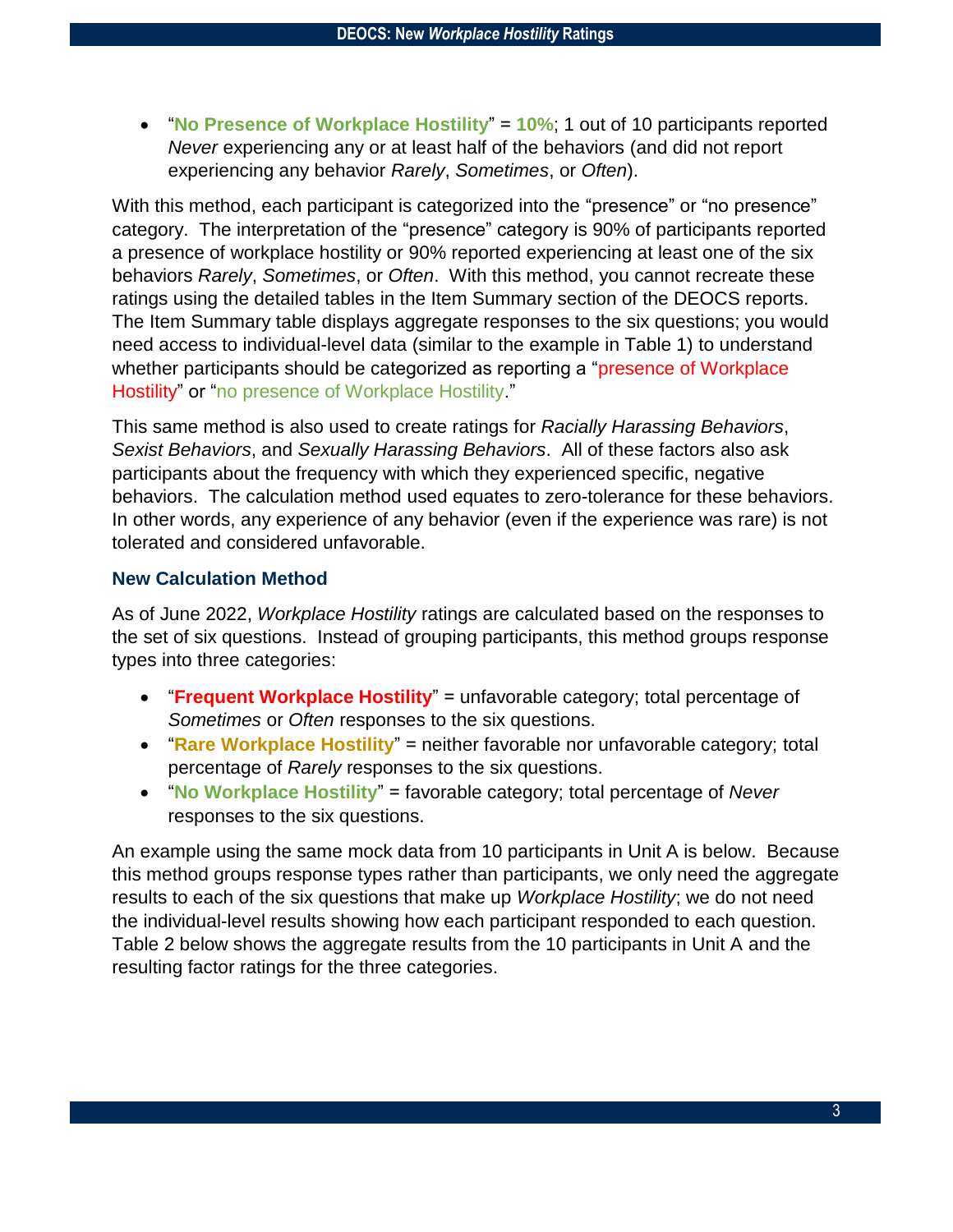- "**No Presence of Workplace Hostility**" = **10%**; 1 out of 10 participants reported *Never* experiencing any or at least half of the behaviors (and did not report experiencing any behavior *Rarely*, *Sometimes*, or *Often*).

With this method, each participant is categorized into the "presence" or "no presence" category. The interpretation of the "presence" category is 90% of participants reported a presence of workplace hostility or 90% reported experiencing at least one of the six behaviors *Rarely*, *Sometimes*, or *Often*. With this method, you cannot recreate these ratings using the detailed tables in the Item Summary section of the DEOCS reports. The Item Summary table displays aggregate responses to the six questions; you would need access to individual-level data (similar to the example in Table 1) to understand whether participants should be categorized as reporting a "presence of Workplace Hostility" or "no presence of Workplace Hostility."

This same method is also used to create ratings for *Racially Harassing Behaviors*, *Sexist Behaviors*, and *Sexually Harassing Behaviors*. All of these factors also ask participants about the frequency with which they experienced specific, negative behaviors. The calculation method used equates to zero-tolerance for these behaviors. In other words, any experience of any behavior (even if the experience was rare) is not tolerated and considered unfavorable.

### New Calculation Method

As of June 2022, *Workplace Hostility* ratings are calculated based on the responses to the set of six questions. Instead of grouping participants, this method groups response types into three categories:

- "**Frequent Workplace Hostility**" = unfavorable category; total percentage of *Sometimes* or *Often* responses to the six questions.
- "**Rare Workplace Hostility**" = neither favorable nor unfavorable category; total percentage of *Rarely* responses to the six questions.
- "**No Workplace Hostility**" = favorable category; total percentage of *Never* responses to the six questions.

An example using the same mock data from 10 participants in Unit A is below. Because this method groups response types rather than participants, we only need the aggregate results to each of the six questions that make up *Workplace Hostility*; we do not need the individual-level results showing how each participant responded to each question. Table 2 below shows the aggregate results from the 10 participants in Unit A and the resulting factor ratings for the three categories.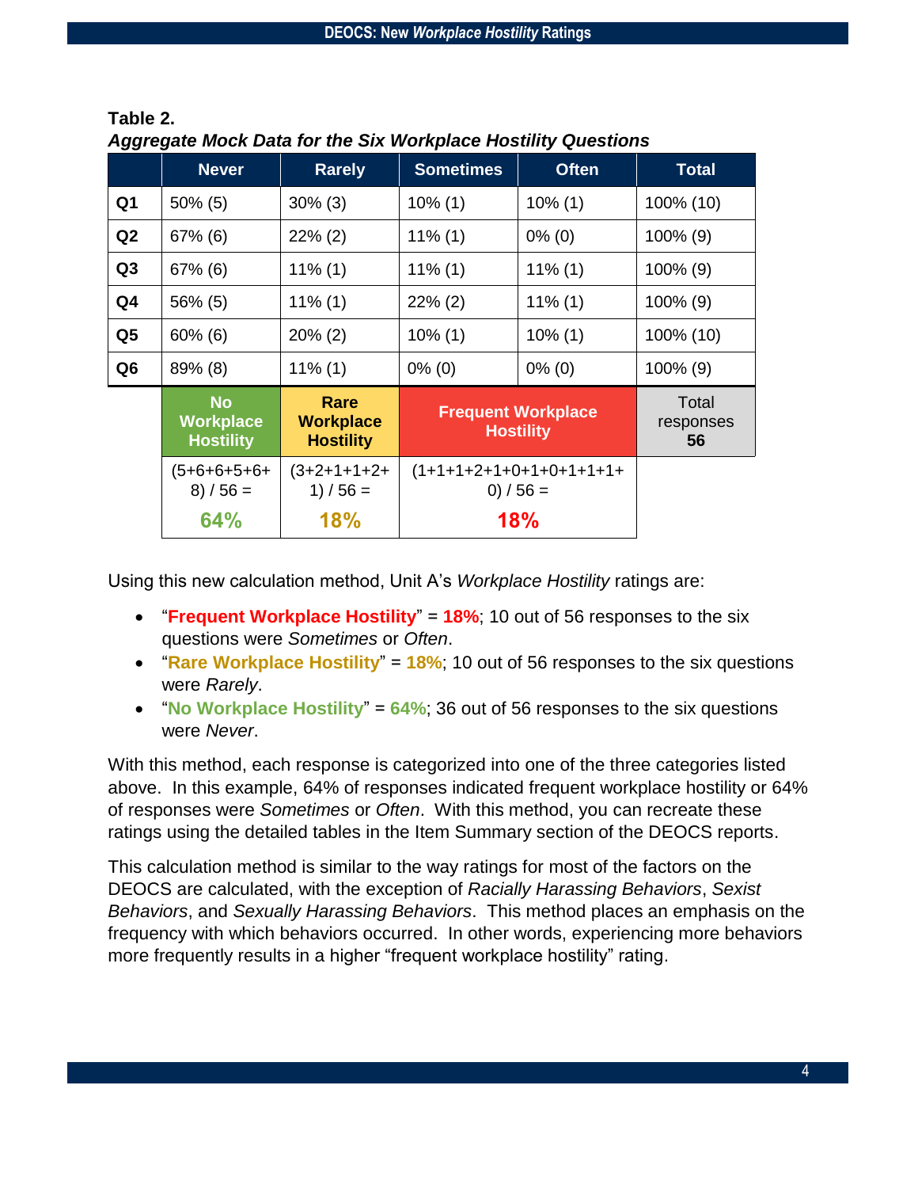**Table 2.**
***Aggregate Mock Data for the Six Workplace Hostility Questions***

| | Never | Rarely | Sometimes | Often | Total |
|---|---|---|---|---|---|
| **Q1** | 50% (5) | 30% (3) | 10% (1) | 10% (1) | 100% (10) |
| **Q2** | 67% (6) | 22% (2) | 11% (1) | 0% (0) | 100% (9) |
| **Q3** | 67% (6) | 11% (1) | 11% (1) | 11% (1) | 100% (9) |
| **Q4** | 56% (5) | 11% (1) | 22% (2) | 11% (1) | 100% (9) |
| **Q5** | 60% (6) | 20% (2) | 10% (1) | 10% (1) | 100% (10) |
| **Q6** | 89% (8) | 11% (1) | 0% (0) | 0% (0) | 100% (9) |
| | **No Workplace Hostility** | **Rare Workplace Hostility** | **Frequent Workplace Hostility** | | Total responses **56** |
| | (5+6+6+5+6+8) / 56 = **64%** | (3+2+1+1+2+1) / 56 = **18%** | (1+1+1+2+1+0+1+0+1+1+1+0) / 56 = **18%** | | |

Using this new calculation method, Unit A's *Workplace Hostility* ratings are:

- "**Frequent Workplace Hostility**" = **18%**; 10 out of 56 responses to the six questions were *Sometimes* or *Often*.
- "**Rare Workplace Hostility**" = **18%**; 10 out of 56 responses to the six questions were *Rarely*.
- "**No Workplace Hostility**" = **64%**; 36 out of 56 responses to the six questions were *Never*.

With this method, each response is categorized into one of the three categories listed above. In this example, 64% of responses indicated frequent workplace hostility or 64% of responses were *Sometimes* or *Often*. With this method, you can recreate these ratings using the detailed tables in the Item Summary section of the DEOCS reports.

This calculation method is similar to the way ratings for most of the factors on the DEOCS are calculated, with the exception of *Racially Harassing Behaviors*, *Sexist Behaviors*, and *Sexually Harassing Behaviors*. This method places an emphasis on the frequency with which behaviors occurred. In other words, experiencing more behaviors more frequently results in a higher "frequent workplace hostility" rating.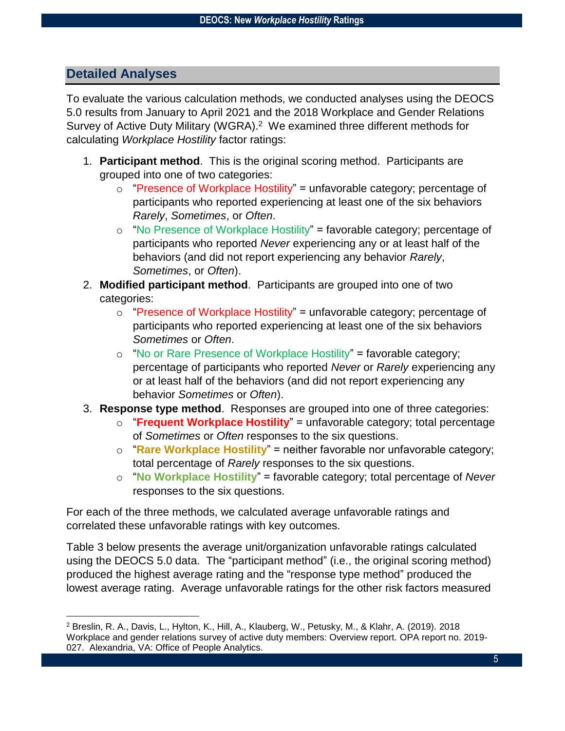## Detailed Analyses

To evaluate the various calculation methods, we conducted analyses using the DEOCS 5.0 results from January to April 2021 and the 2018 Workplace and Gender Relations Survey of Active Duty Military (WGRA).[2] We examined three different methods for calculating *Workplace Hostility* factor ratings:

1. **Participant method**. This is the original scoring method. Participants are grouped into one of two categories:
   - "Presence of Workplace Hostility" = unfavorable category; percentage of participants who reported experiencing at least one of the six behaviors *Rarely*, *Sometimes*, or *Often*.
   - "No Presence of Workplace Hostility" = favorable category; percentage of participants who reported *Never* experiencing any or at least half of the behaviors (and did not report experiencing any behavior *Rarely*, *Sometimes*, or *Often*).
2. **Modified participant method**. Participants are grouped into one of two categories:
   - "Presence of Workplace Hostility" = unfavorable category; percentage of participants who reported experiencing at least one of the six behaviors *Sometimes* or *Often*.
   - "No or Rare Presence of Workplace Hostility" = favorable category; percentage of participants who reported *Never* or *Rarely* experiencing any or at least half of the behaviors (and did not report experiencing any behavior *Sometimes* or *Often*).
3. **Response type method**. Responses are grouped into one of three categories:
   - "**Frequent Workplace Hostility**" = unfavorable category; total percentage of *Sometimes* or *Often* responses to the six questions.
   - "**Rare Workplace Hostility**" = neither favorable nor unfavorable category; total percentage of *Rarely* responses to the six questions.
   - "**No Workplace Hostility**" = favorable category; total percentage of *Never* responses to the six questions.

For each of the three methods, we calculated average unfavorable ratings and correlated these unfavorable ratings with key outcomes.

Table 3 below presents the average unit/organization unfavorable ratings calculated using the DEOCS 5.0 data. The "participant method" (i.e., the original scoring method) produced the highest average rating and the "response type method" produced the lowest average rating. Average unfavorable ratings for the other risk factors measured

[2] Breslin, R. A., Davis, L., Hylton, K., Hill, A., Klauberg, W., Petusky, M., & Klahr, A. (2019). 2018 Workplace and gender relations survey of active duty members: Overview report. OPA report no. 2019-027. Alexandria, VA: Office of People Analytics.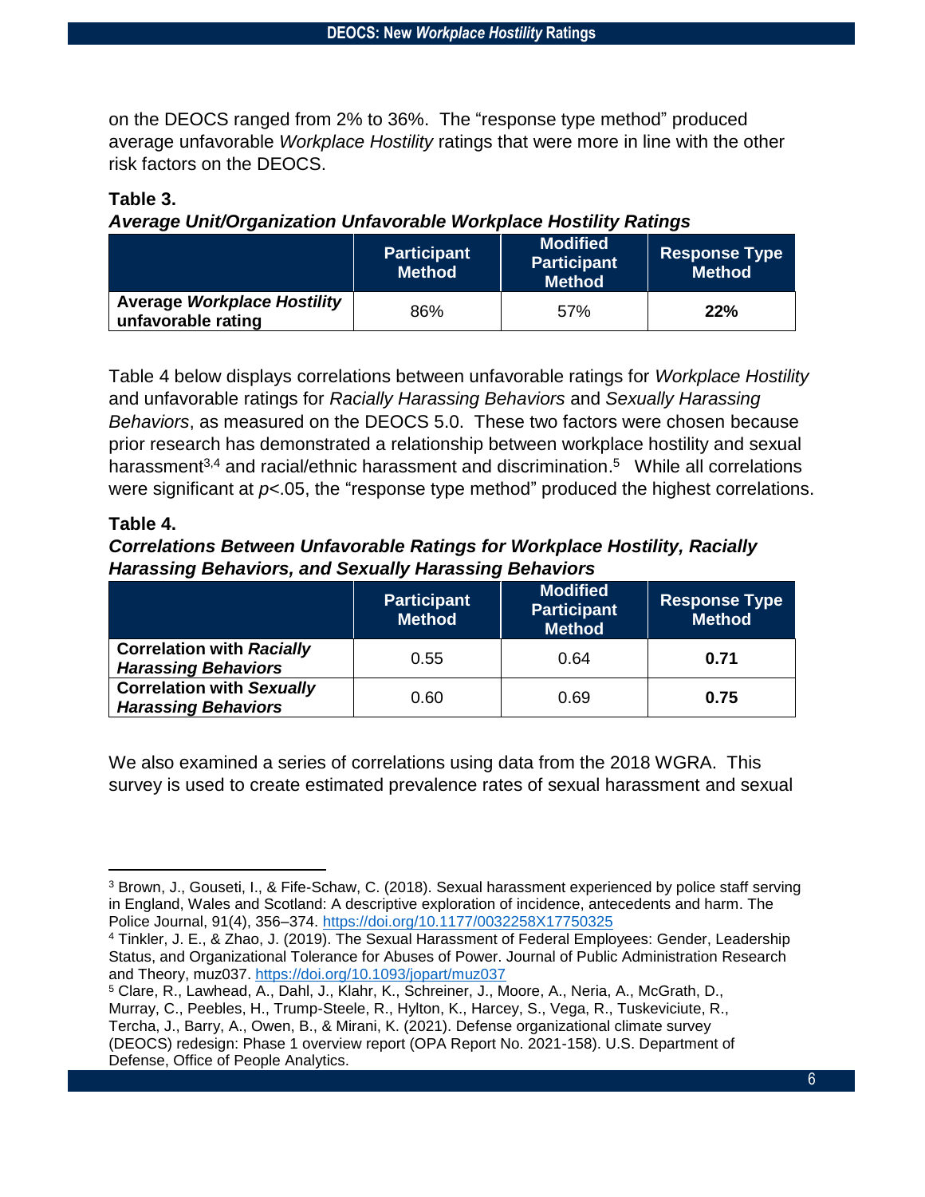on the DEOCS ranged from 2% to 36%. The "response type method" produced average unfavorable *Workplace Hostility* ratings that were more in line with the other risk factors on the DEOCS.

**Table 3.**
***Average Unit/Organization Unfavorable Workplace Hostility Ratings***

| | Participant Method | Modified Participant Method | Response Type Method |
|---|---|---|---|
| **Average *Workplace Hostility* unfavorable rating** | 86% | 57% | **22%** |

Table 4 below displays correlations between unfavorable ratings for *Workplace Hostility* and unfavorable ratings for *Racially Harassing Behaviors* and *Sexually Harassing Behaviors*, as measured on the DEOCS 5.0. These two factors were chosen because prior research has demonstrated a relationship between workplace hostility and sexual harassment[3,4] and racial/ethnic harassment and discrimination.[5] While all correlations were significant at $p<.05$, the "response type method" produced the highest correlations.

**Table 4.**
***Correlations Between Unfavorable Ratings for Workplace Hostility, Racially Harassing Behaviors, and Sexually Harassing Behaviors***

| | Participant Method | Modified Participant Method | Response Type Method |
|---|---|---|---|
| **Correlation with *Racially Harassing Behaviors*** | 0.55 | 0.64 | **0.71** |
| **Correlation with *Sexually Harassing Behaviors*** | 0.60 | 0.69 | **0.75** |

We also examined a series of correlations using data from the 2018 WGRA. This survey is used to create estimated prevalence rates of sexual harassment and sexual

---

[3] Brown, J., Gouseti, I., & Fife-Schaw, C. (2018). Sexual harassment experienced by police staff serving in England, Wales and Scotland: A descriptive exploration of incidence, antecedents and harm. The Police Journal, 91(4), 356–374. https://doi.org/10.1177/0032258X17750325

[4] Tinkler, J. E., & Zhao, J. (2019). The Sexual Harassment of Federal Employees: Gender, Leadership Status, and Organizational Tolerance for Abuses of Power. Journal of Public Administration Research and Theory, muz037. https://doi.org/10.1093/jopart/muz037

[5] Clare, R., Lawhead, A., Dahl, J., Klahr, K., Schreiner, J., Moore, A., Neria, A., McGrath, D., Murray, C., Peebles, H., Trump-Steele, R., Hylton, K., Harcey, S., Vega, R., Tuskeviciute, R., Tercha, J., Barry, A., Owen, B., & Mirani, K. (2021). Defense organizational climate survey (DEOCS) redesign: Phase 1 overview report (OPA Report No. 2021-158). U.S. Department of Defense, Office of People Analytics.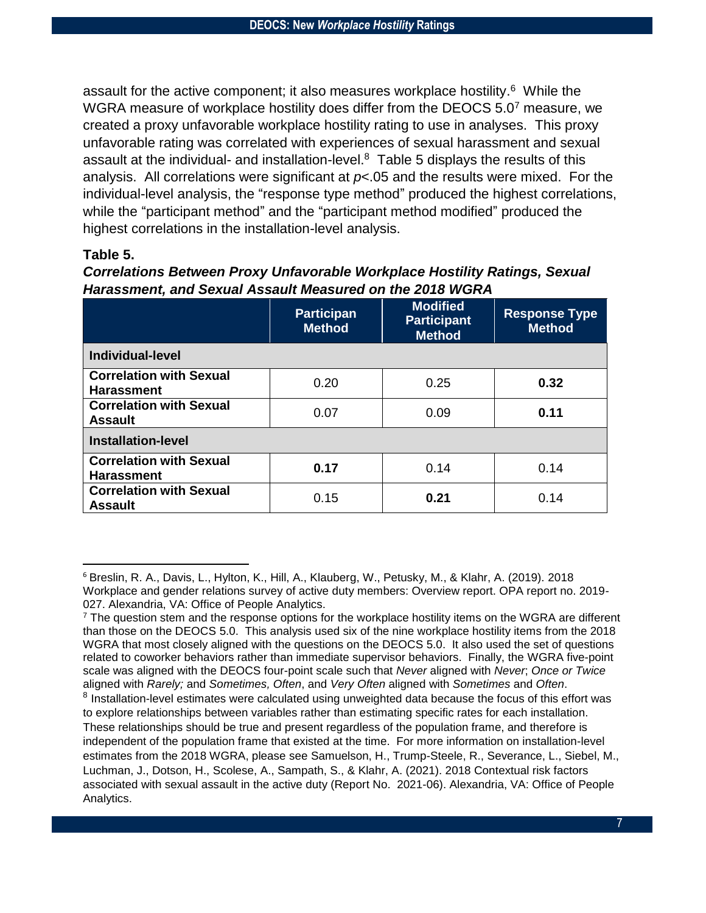assault for the active component; it also measures workplace hostility.[6] While the WGRA measure of workplace hostility does differ from the DEOCS 5.0[7] measure, we created a proxy unfavorable workplace hostility rating to use in analyses. This proxy unfavorable rating was correlated with experiences of sexual harassment and sexual assault at the individual- and installation-level.[8] Table 5 displays the results of this analysis. All correlations were significant at $p$<.05 and the results were mixed. For the individual-level analysis, the "response type method" produced the highest correlations, while the "participant method" and the "participant method modified" produced the highest correlations in the installation-level analysis.

**Table 5.**

***Correlations Between Proxy Unfavorable Workplace Hostility Ratings, Sexual Harassment, and Sexual Assault Measured on the 2018 WGRA***

| | Participan Method | Modified Participant Method | Response Type Method |
|---|---|---|---|
| **Individual-level** | | | |
| **Correlation with Sexual Harassment** | 0.20 | 0.25 | **0.32** |
| **Correlation with Sexual Assault** | 0.07 | 0.09 | **0.11** |
| **Installation-level** | | | |
| **Correlation with Sexual Harassment** | **0.17** | 0.14 | 0.14 |
| **Correlation with Sexual Assault** | 0.15 | **0.21** | 0.14 |

[6] Breslin, R. A., Davis, L., Hylton, K., Hill, A., Klauberg, W., Petusky, M., & Klahr, A. (2019). 2018 Workplace and gender relations survey of active duty members: Overview report. OPA report no. 2019-027. Alexandria, VA: Office of People Analytics.

[7] The question stem and the response options for the workplace hostility items on the WGRA are different than those on the DEOCS 5.0. This analysis used six of the nine workplace hostility items from the 2018 WGRA that most closely aligned with the questions on the DEOCS 5.0. It also used the set of questions related to coworker behaviors rather than immediate supervisor behaviors. Finally, the WGRA five-point scale was aligned with the DEOCS four-point scale such that *Never* aligned with *Never*; *Once or Twice* aligned with *Rarely;* and *Sometimes, Often*, and *Very Often* aligned with *Sometimes* and *Often*.

[8] Installation-level estimates were calculated using unweighted data because the focus of this effort was to explore relationships between variables rather than estimating specific rates for each installation. These relationships should be true and present regardless of the population frame, and therefore is independent of the population frame that existed at the time. For more information on installation-level estimates from the 2018 WGRA, please see Samuelson, H., Trump-Steele, R., Severance, L., Siebel, M., Luchman, J., Dotson, H., Scolese, A., Sampath, S., & Klahr, A. (2021). 2018 Contextual risk factors associated with sexual assault in the active duty (Report No. 2021-06). Alexandria, VA: Office of People Analytics.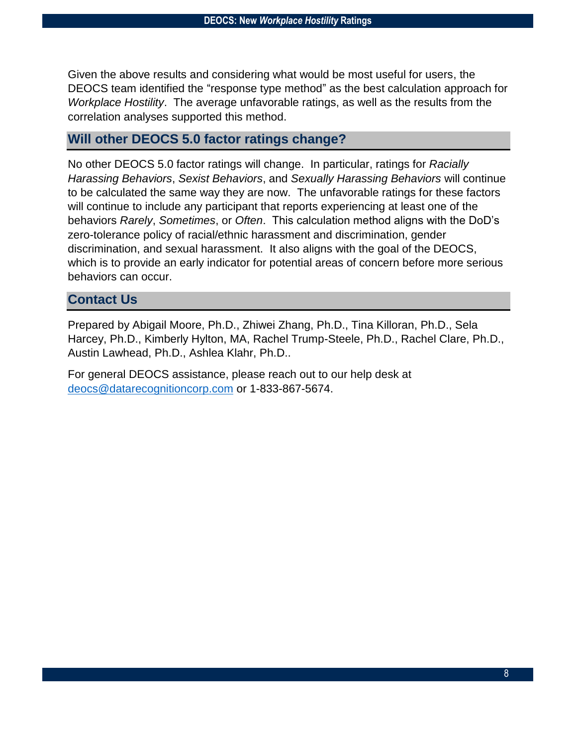Given the above results and considering what would be most useful for users, the DEOCS team identified the "response type method" as the best calculation approach for *Workplace Hostility*. The average unfavorable ratings, as well as the results from the correlation analyses supported this method.

## Will other DEOCS 5.0 factor ratings change?

No other DEOCS 5.0 factor ratings will change. In particular, ratings for *Racially Harassing Behaviors*, *Sexist Behaviors*, and *Sexually Harassing Behaviors* will continue to be calculated the same way they are now. The unfavorable ratings for these factors will continue to include any participant that reports experiencing at least one of the behaviors *Rarely*, *Sometimes*, or *Often*. This calculation method aligns with the DoD's zero-tolerance policy of racial/ethnic harassment and discrimination, gender discrimination, and sexual harassment. It also aligns with the goal of the DEOCS, which is to provide an early indicator for potential areas of concern before more serious behaviors can occur.

## Contact Us

Prepared by Abigail Moore, Ph.D., Zhiwei Zhang, Ph.D., Tina Killoran, Ph.D., Sela Harcey, Ph.D., Kimberly Hylton, MA, Rachel Trump-Steele, Ph.D., Rachel Clare, Ph.D., Austin Lawhead, Ph.D., Ashlea Klahr, Ph.D..

For general DEOCS assistance, please reach out to our help desk at deocs@datarecognitioncorp.com or 1-833-867-5674.